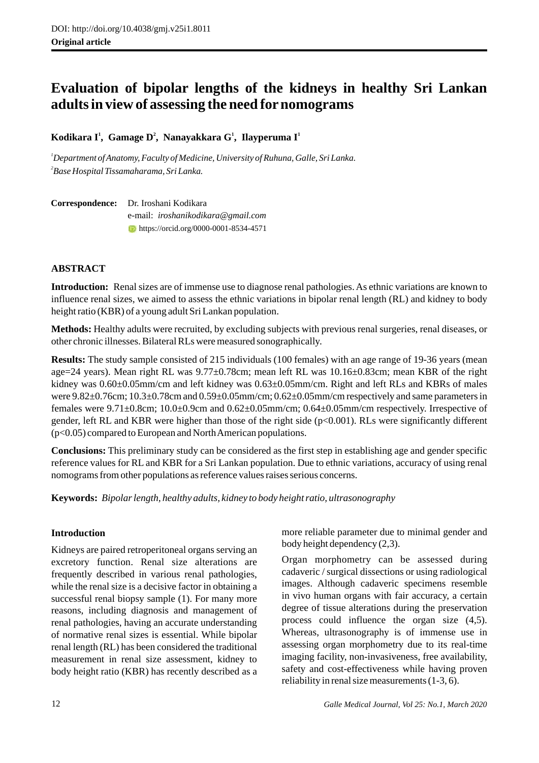DOI: http://doi.org/10.4038/gmj.v25i1.8011

**Original article**

# Evaluation of bipolar lengths of the kidneys in healthy Sri Lankan adults in view of assessing the need for nomograms

**Kodikara I[1], Gamage D[2], Nanayakkara G[1], Ilayperuma I[1]**

[1]*Department of Anatomy, Faculty of Medicine, University of Ruhuna, Galle, Sri Lanka.*
[2]*Base Hospital Tissamaharama, Sri Lanka.*

**Correspondence:** Dr. Iroshani Kodikara
e-mail: *iroshanikodikara@gmail.com*
https://orcid.org/0000-0001-8534-4571

## ABSTRACT

**Introduction:** Renal sizes are of immense use to diagnose renal pathologies. As ethnic variations are known to influence renal sizes, we aimed to assess the ethnic variations in bipolar renal length (RL) and kidney to body height ratio (KBR) of a young adult Sri Lankan population.

**Methods:** Healthy adults were recruited, by excluding subjects with previous renal surgeries, renal diseases, or other chronic illnesses. Bilateral RLs were measured sonographically.

**Results:** The study sample consisted of 215 individuals (100 females) with an age range of 19-36 years (mean age=24 years). Mean right RL was 9.77±0.78cm; mean left RL was 10.16±0.83cm; mean KBR of the right kidney was 0.60±0.05mm/cm and left kidney was 0.63±0.05mm/cm. Right and left RLs and KBRs of males were 9.82±0.76cm; 10.3±0.78cm and 0.59±0.05mm/cm; 0.62±0.05mm/cm respectively and same parameters in females were 9.71±0.8cm; 10.0±0.9cm and 0.62±0.05mm/cm; 0.64±0.05mm/cm respectively. Irrespective of gender, left RL and KBR were higher than those of the right side ($p<0.001$). RLs were significantly different ($p<0.05$) compared to European and North American populations.

**Conclusions:** This preliminary study can be considered as the first step in establishing age and gender specific reference values for RL and KBR for a Sri Lankan population. Due to ethnic variations, accuracy of using renal nomograms from other populations as reference values raises serious concerns.

**Keywords:** *Bipolar length, healthy adults, kidney to body height ratio, ultrasonography*

## Introduction

Kidneys are paired retroperitoneal organs serving an excretory function. Renal size alterations are frequently described in various renal pathologies, while the renal size is a decisive factor in obtaining a successful renal biopsy sample (1). For many more reasons, including diagnosis and management of renal pathologies, having an accurate understanding of normative renal sizes is essential. While bipolar renal length (RL) has been considered the traditional measurement in renal size assessment, kidney to body height ratio (KBR) has recently described as a more reliable parameter due to minimal gender and body height dependency (2,3).

Organ morphometry can be assessed during cadaveric / surgical dissections or using radiological images. Although cadaveric specimens resemble in vivo human organs with fair accuracy, a certain degree of tissue alterations during the preservation process could influence the organ size (4,5). Whereas, ultrasonography is of immense use in assessing organ morphometry due to its real-time imaging facility, non-invasiveness, free availability, safety and cost-effectiveness while having proven reliability in renal size measurements (1-3, 6).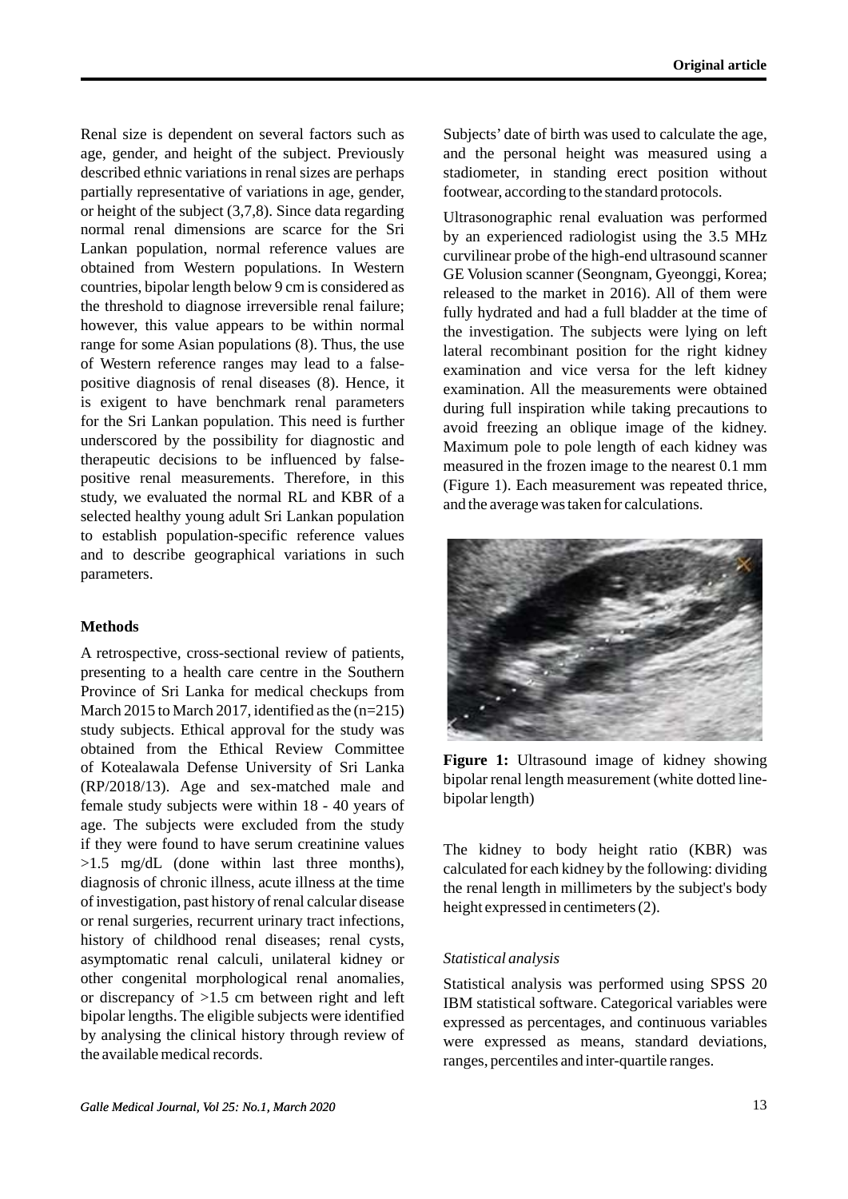Renal size is dependent on several factors such as age, gender, and height of the subject. Previously described ethnic variations in renal sizes are perhaps partially representative of variations in age, gender, or height of the subject (3,7,8). Since data regarding normal renal dimensions are scarce for the Sri Lankan population, normal reference values are obtained from Western populations. In Western countries, bipolar length below 9 cm is considered as the threshold to diagnose irreversible renal failure; however, this value appears to be within normal range for some Asian populations (8). Thus, the use of Western reference ranges may lead to a false-positive diagnosis of renal diseases (8). Hence, it is exigent to have benchmark renal parameters for the Sri Lankan population. This need is further underscored by the possibility for diagnostic and therapeutic decisions to be influenced by false-positive renal measurements. Therefore, in this study, we evaluated the normal RL and KBR of a selected healthy young adult Sri Lankan population to establish population-specific reference values and to describe geographical variations in such parameters.

## Methods

A retrospective, cross-sectional review of patients, presenting to a health care centre in the Southern Province of Sri Lanka for medical checkups from March 2015 to March 2017, identified as the (n=215) study subjects. Ethical approval for the study was obtained from the Ethical Review Committee of Kotealawala Defense University of Sri Lanka (RP/2018/13). Age and sex-matched male and female study subjects were within 18 - 40 years of age. The subjects were excluded from the study if they were found to have serum creatinine values >1.5 mg/dL (done within last three months), diagnosis of chronic illness, acute illness at the time of investigation, past history of renal calcular disease or renal surgeries, recurrent urinary tract infections, history of childhood renal diseases; renal cysts, asymptomatic renal calculi, unilateral kidney or other congenital morphological renal anomalies, or discrepancy of >1.5 cm between right and left bipolar lengths. The eligible subjects were identified by analysing the clinical history through review of the available medical records.

Subjects' date of birth was used to calculate the age, and the personal height was measured using a stadiometer, in standing erect position without footwear, according to the standard protocols.

Ultrasonographic renal evaluation was performed by an experienced radiologist using the 3.5 MHz curvilinear probe of the high-end ultrasound scanner GE Volusion scanner (Seongnam, Gyeonggi, Korea; released to the market in 2016). All of them were fully hydrated and had a full bladder at the time of the investigation. The subjects were lying on left lateral recombinant position for the right kidney examination and vice versa for the left kidney examination. All the measurements were obtained during full inspiration while taking precautions to avoid freezing an oblique image of the kidney. Maximum pole to pole length of each kidney was measured in the frozen image to the nearest 0.1 mm (Figure 1). Each measurement was repeated thrice, and the average was taken for calculations.

**Figure 1:** Ultrasound image of kidney showing bipolar renal length measurement (white dotted line-bipolar length)

The kidney to body height ratio (KBR) was calculated for each kidney by the following: dividing the renal length in millimeters by the subject's body height expressed in centimeters (2).

### *Statistical analysis*

Statistical analysis was performed using SPSS 20 IBM statistical software. Categorical variables were expressed as percentages, and continuous variables were expressed as means, standard deviations, ranges, percentiles and inter-quartile ranges.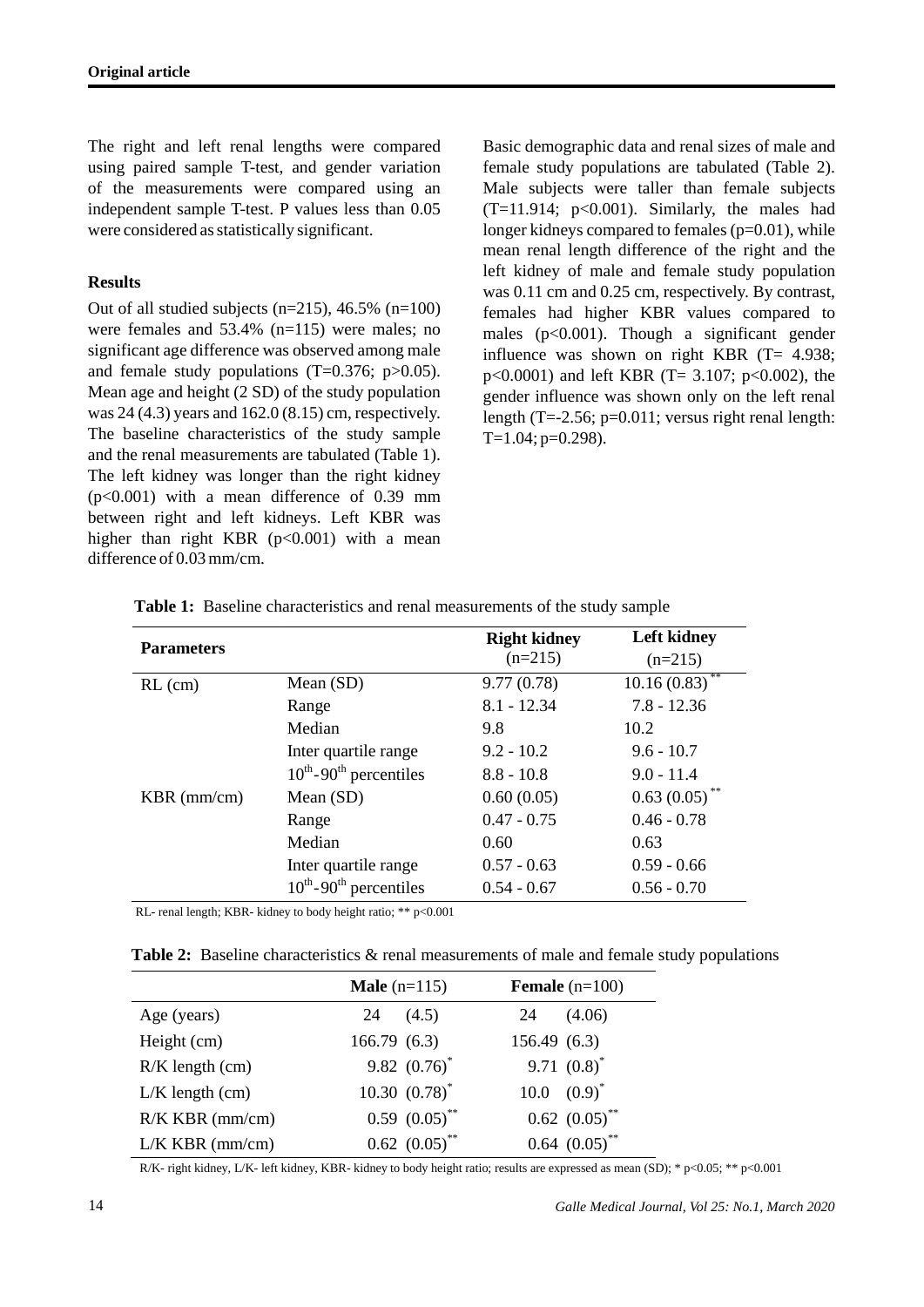The right and left renal lengths were compared using paired sample T-test, and gender variation of the measurements were compared using an independent sample T-test. P values less than 0.05 were considered as statistically significant.

## Results

Out of all studied subjects (n=215), 46.5% (n=100) were females and 53.4% (n=115) were males; no significant age difference was observed among male and female study populations (T=0.376; p>0.05). Mean age and height (2 SD) of the study population was 24 (4.3) years and 162.0 (8.15) cm, respectively. The baseline characteristics of the study sample and the renal measurements are tabulated (Table 1). The left kidney was longer than the right kidney (p<0.001) with a mean difference of 0.39 mm between right and left kidneys. Left KBR was higher than right KBR (p<0.001) with a mean difference of 0.03 mm/cm.

Basic demographic data and renal sizes of male and female study populations are tabulated (Table 2). Male subjects were taller than female subjects (T=11.914; p<0.001). Similarly, the males had longer kidneys compared to females (p=0.01), while mean renal length difference of the right and the left kidney of male and female study population was 0.11 cm and 0.25 cm, respectively. By contrast, females had higher KBR values compared to males (p<0.001). Though a significant gender influence was shown on right KBR (T= 4.938; p<0.0001) and left KBR (T= 3.107; p<0.002), the gender influence was shown only on the left renal length (T=-2.56; p=0.011; versus right renal length: T=1.04; p=0.298).

**Table 1:** Baseline characteristics and renal measurements of the study sample

| Parameters | | Right kidney (n=215) | Left kidney (n=215) |
|---|---|---|---|
| RL (cm) | Mean (SD) | 9.77 (0.78) | 10.16 (0.83)** |
| | Range | 8.1 - 12.34 | 7.8 - 12.36 |
| | Median | 9.8 | 10.2 |
| | Inter quartile range | 9.2 - 10.2 | 9.6 - 10.7 |
| | $10^{th}$-$90^{th}$ percentiles | 8.8 - 10.8 | 9.0 - 11.4 |
| KBR (mm/cm) | Mean (SD) | 0.60 (0.05) | 0.63 (0.05)** |
| | Range | 0.47 - 0.75 | 0.46 - 0.78 |
| | Median | 0.60 | 0.63 |
| | Inter quartile range | 0.57 - 0.63 | 0.59 - 0.66 |
| | $10^{th}$-$90^{th}$ percentiles | 0.54 - 0.67 | 0.56 - 0.70 |

RL- renal length; KBR- kidney to body height ratio; ** p<0.001

**Table 2:** Baseline characteristics & renal measurements of male and female study populations

| | **Male** (n=115) | **Female** (n=100) |
|---|---|---|
| Age (years) | 24 (4.5) | 24 (4.06) |
| Height (cm) | 166.79 (6.3) | 156.49 (6.3) |
| R/K length (cm) | 9.82 (0.76)* | 9.71 (0.8)* |
| L/K length (cm) | 10.30 (0.78)* | 10.0 (0.9)* |
| R/K KBR (mm/cm) | 0.59 (0.05)** | 0.62 (0.05)** |
| L/K KBR (mm/cm) | 0.62 (0.05)** | 0.64 (0.05)** |

R/K- right kidney, L/K- left kidney, KBR- kidney to body height ratio; results are expressed as mean (SD); * p<0.05; ** p<0.001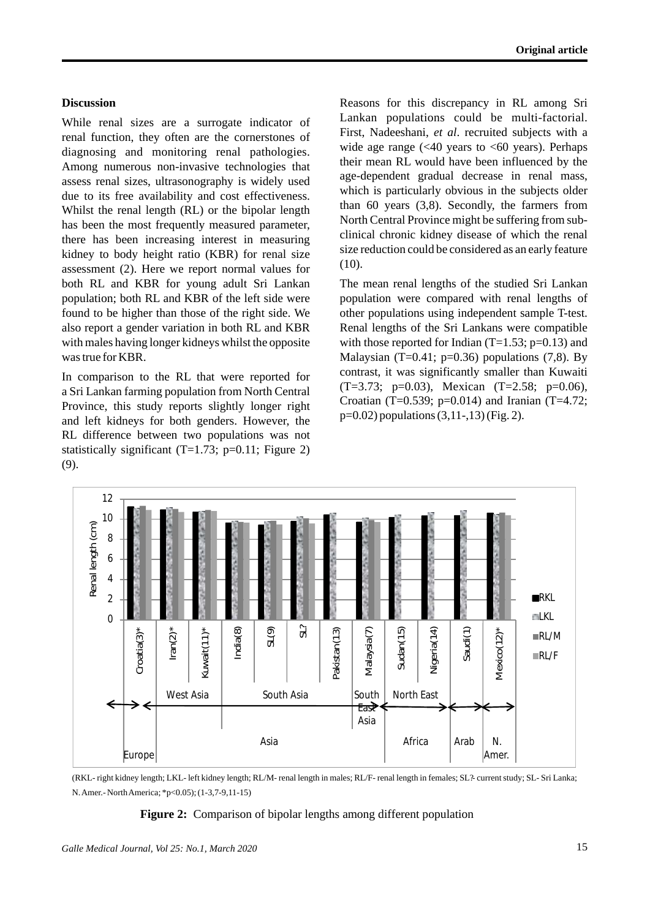## Discussion

While renal sizes are a surrogate indicator of renal function, they often are the cornerstones of diagnosing and monitoring renal pathologies. Among numerous non-invasive technologies that assess renal sizes, ultrasonography is widely used due to its free availability and cost effectiveness. Whilst the renal length (RL) or the bipolar length has been the most frequently measured parameter, there has been increasing interest in measuring kidney to body height ratio (KBR) for renal size assessment (2). Here we report normal values for both RL and KBR for young adult Sri Lankan population; both RL and KBR of the left side were found to be higher than those of the right side. We also report a gender variation in both RL and KBR with males having longer kidneys whilst the opposite was true for KBR.

In comparison to the RL that were reported for a Sri Lankan farming population from North Central Province, this study reports slightly longer right and left kidneys for both genders. However, the RL difference between two populations was not statistically significant (T=1.73; p=0.11; Figure 2) (9).

Reasons for this discrepancy in RL among Sri Lankan populations could be multi-factorial. First, Nadeeshani, *et al*. recruited subjects with a wide age range (<40 years to <60 years). Perhaps their mean RL would have been influenced by the age-dependent gradual decrease in renal mass, which is particularly obvious in the subjects older than 60 years (3,8). Secondly, the farmers from North Central Province might be suffering from sub-clinical chronic kidney disease of which the renal size reduction could be considered as an early feature (10).

The mean renal lengths of the studied Sri Lankan population were compared with renal lengths of other populations using independent sample T-test. Renal lengths of the Sri Lankans were compatible with those reported for Indian (T=1.53; p=0.13) and Malaysian (T=0.41; p=0.36) populations (7,8). By contrast, it was significantly smaller than Kuwaiti (T=3.73; p=0.03), Mexican (T=2.58; p=0.06), Croatian (T=0.539; p=0.014) and Iranian (T=4.72; p=0.02) populations (3,11-,13) (Fig. 2).

(RKL- right kidney length; LKL- left kidney length; RL/M- renal length in males; RL/F- renal length in females; SL?- current study; SL- Sri Lanka; N. Amer.- North America; *p<0.05); (1-3,7-9,11-15)

**Figure 2:** Comparison of bipolar lengths among different population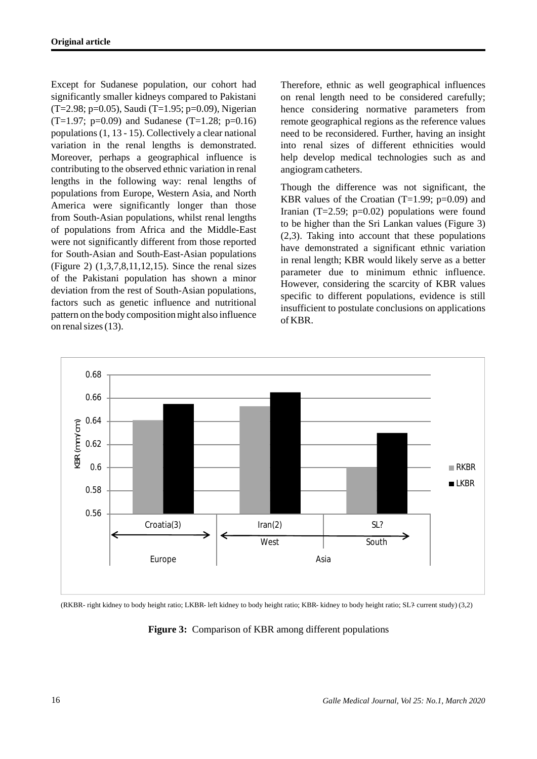Except for Sudanese population, our cohort had significantly smaller kidneys compared to Pakistani (T=2.98; p=0.05), Saudi (T=1.95; p=0.09), Nigerian (T=1.97; p=0.09) and Sudanese (T=1.28; p=0.16) populations (1, 13 - 15). Collectively a clear national variation in the renal lengths is demonstrated. Moreover, perhaps a geographical influence is contributing to the observed ethnic variation in renal lengths in the following way: renal lengths of populations from Europe, Western Asia, and North America were significantly longer than those from South-Asian populations, whilst renal lengths of populations from Africa and the Middle-East were not significantly different from those reported for South-Asian and South-East-Asian populations (Figure 2) (1,3,7,8,11,12,15). Since the renal sizes of the Pakistani population has shown a minor deviation from the rest of South-Asian populations, factors such as genetic influence and nutritional pattern on the body composition might also influence on renal sizes (13).

Therefore, ethnic as well geographical influences on renal length need to be considered carefully; hence considering normative parameters from remote geographical regions as the reference values need to be reconsidered. Further, having an insight into renal sizes of different ethnicities would help develop medical technologies such as and angiogram catheters.

Though the difference was not significant, the KBR values of the Croatian (T=1.99; p=0.09) and Iranian (T=2.59; p=0.02) populations were found to be higher than the Sri Lankan values (Figure 3) (2,3). Taking into account that these populations have demonstrated a significant ethnic variation in renal length; KBR would likely serve as a better parameter due to minimum ethnic influence. However, considering the scarcity of KBR values specific to different populations, evidence is still insufficient to postulate conclusions on applications of KBR.

| Population | Region | RKBR (mm/cm) | LKBR (mm/cm) |
|---|---|---|---|
| Croatia(3) | Europe | 0.641 | 0.655 |
| Iran(2) | Asia – West | 0.653 | 0.665 |
| SL? | Asia – South | 0.60 | 0.63 |

(RKBR- right kidney to body height ratio; LKBR- left kidney to body height ratio; KBR- kidney to body height ratio; SL?- current study) (3,2)

**Figure 3:** Comparison of KBR among different populations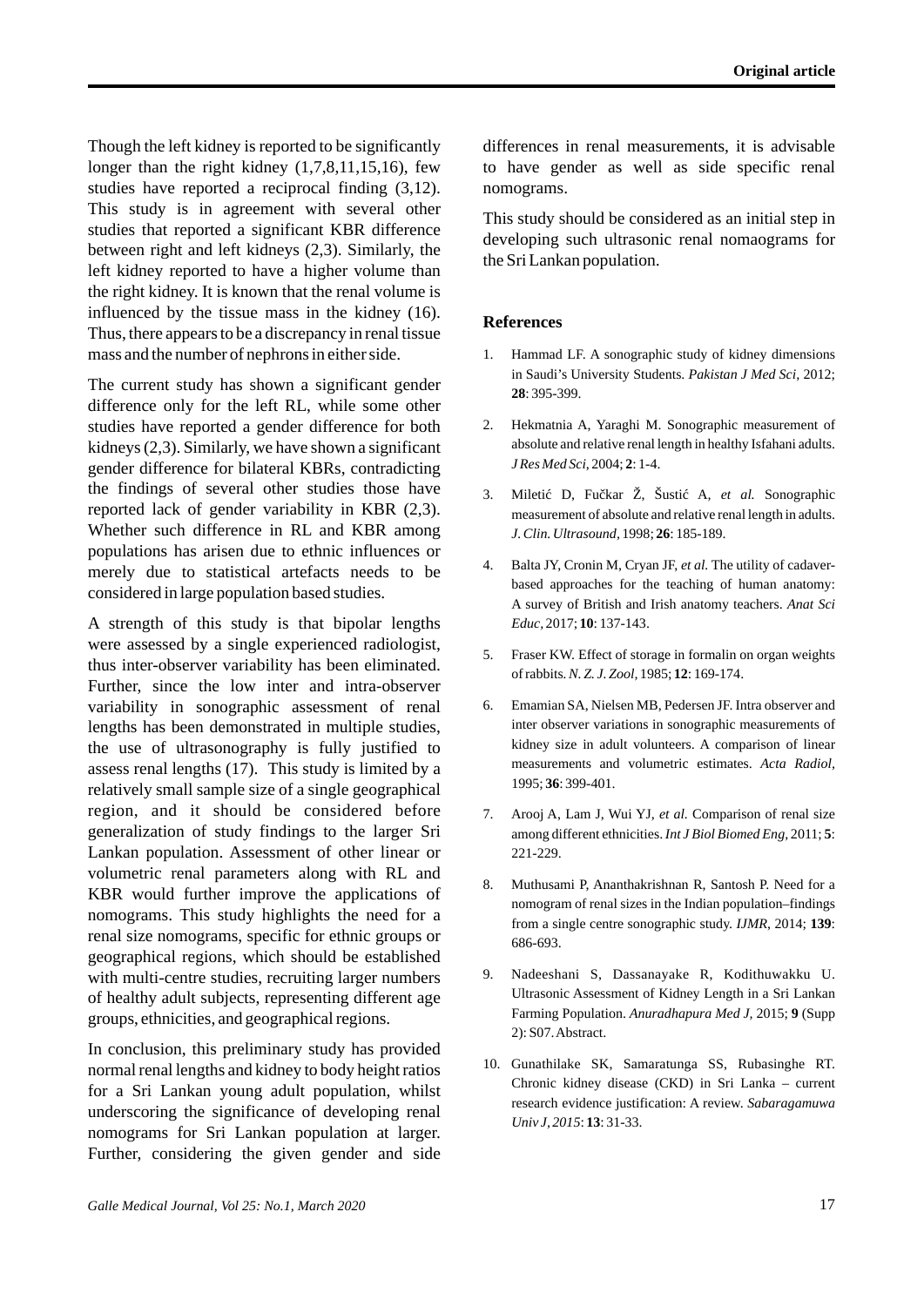Though the left kidney is reported to be significantly longer than the right kidney (1,7,8,11,15,16), few studies have reported a reciprocal finding (3,12). This study is in agreement with several other studies that reported a significant KBR difference between right and left kidneys (2,3). Similarly, the left kidney reported to have a higher volume than the right kidney. It is known that the renal volume is influenced by the tissue mass in the kidney (16). Thus, there appears to be a discrepancy in renal tissue mass and the number of nephrons in either side.

The current study has shown a significant gender difference only for the left RL, while some other studies have reported a gender difference for both kidneys (2,3). Similarly, we have shown a significant gender difference for bilateral KBRs, contradicting the findings of several other studies those have reported lack of gender variability in KBR (2,3). Whether such difference in RL and KBR among populations has arisen due to ethnic influences or merely due to statistical artefacts needs to be considered in large population based studies.

A strength of this study is that bipolar lengths were assessed by a single experienced radiologist, thus inter-observer variability has been eliminated. Further, since the low inter and intra-observer variability in sonographic assessment of renal lengths has been demonstrated in multiple studies, the use of ultrasonography is fully justified to assess renal lengths (17). This study is limited by a relatively small sample size of a single geographical region, and it should be considered before generalization of study findings to the larger Sri Lankan population. Assessment of other linear or volumetric renal parameters along with RL and KBR would further improve the applications of nomograms. This study highlights the need for a renal size nomograms, specific for ethnic groups or geographical regions, which should be established with multi-centre studies, recruiting larger numbers of healthy adult subjects, representing different age groups, ethnicities, and geographical regions.

In conclusion, this preliminary study has provided normal renal lengths and kidney to body height ratios for a Sri Lankan young adult population, whilst underscoring the significance of developing renal nomograms for Sri Lankan population at larger. Further, considering the given gender and side differences in renal measurements, it is advisable to have gender as well as side specific renal nomograms.

This study should be considered as an initial step in developing such ultrasonic renal nomaograms for the Sri Lankan population.

## References

1. Hammad LF. A sonographic study of kidney dimensions in Saudi's University Students. *Pakistan J Med Sci*, 2012; **28**: 395-399.
2. Hekmatnia A, Yaraghi M. Sonographic measurement of absolute and relative renal length in healthy Isfahani adults. *J Res Med Sci*, 2004; **2**: 1-4.
3. Miletić D, Fučkar Ž, Šustić A, *et al.* Sonographic measurement of absolute and relative renal length in adults. *J. Clin. Ultrasound*, 1998; **26**: 185-189.
4. Balta JY, Cronin M, Cryan JF, *et al.* The utility of cadaver-based approaches for the teaching of human anatomy: A survey of British and Irish anatomy teachers. *Anat Sci Educ*, 2017; **10**: 137-143.
5. Fraser KW. Effect of storage in formalin on organ weights of rabbits. *N. Z. J. Zool*, 1985; **12**: 169-174.
6. Emamian SA, Nielsen MB, Pedersen JF. Intra observer and inter observer variations in sonographic measurements of kidney size in adult volunteers. A comparison of linear measurements and volumetric estimates. *Acta Radiol*, 1995; **36**: 399-401.
7. Arooj A, Lam J, Wui YJ, *et al.* Comparison of renal size among different ethnicities. *Int J Biol Biomed Eng*, 2011; **5**: 221-229.
8. Muthusami P, Ananthakrishnan R, Santosh P. Need for a nomogram of renal sizes in the Indian population–findings from a single centre sonographic study. *IJMR*, 2014; **139**: 686-693.
9. Nadeeshani S, Dassanayake R, Kodithuwakku U. Ultrasonic Assessment of Kidney Length in a Sri Lankan Farming Population. *Anuradhapura Med J*, 2015; **9** (Supp 2): S07. Abstract.
10. Gunathilake SK, Samaratunga SS, Rubasinghe RT. Chronic kidney disease (CKD) in Sri Lanka – current research evidence justification: A review. *Sabaragamuwa Univ J, 2015*: **13**: 31-33.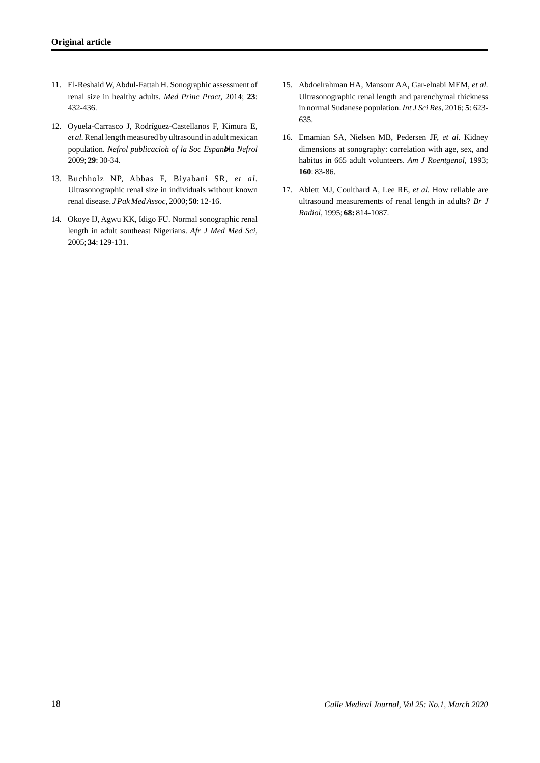11. El-Reshaid W, Abdul-Fattah H. Sonographic assessment of renal size in healthy adults. *Med Princ Pract,* 2014; **23**: 432-436.

12. Oyuela-Carrasco J, Rodríguez-Castellanos F, Kimura E, *et al.* Renal length measured by ultrasound in adult mexican population. *Nefrol publicación of la Soc Española Nefrol* 2009; **29**: 30-34.

13. Buchholz NP, Abbas F, Biyabani SR, *et al.* Ultrasonographic renal size in individuals without known renal disease. *J Pak Med Assoc,* 2000; **50**: 12-16.

14. Okoye IJ, Agwu KK, Idigo FU. Normal sonographic renal length in adult southeast Nigerians. *Afr J Med Med Sci,* 2005; **34**: 129-131.

15. Abdoelrahman HA, Mansour AA, Gar-elnabi MEM, *et al.* Ultrasonographic renal length and parenchymal thickness in normal Sudanese population. *Int J Sci Res,* 2016; **5**: 623-635.

16. Emamian SA, Nielsen MB, Pedersen JF, *et al.* Kidney dimensions at sonography: correlation with age, sex, and habitus in 665 adult volunteers. *Am J Roentgenol*, 1993; **160**: 83-86.

17. Ablett MJ, Coulthard A, Lee RE, *et al.* How reliable are ultrasound measurements of renal length in adults? *Br J Radiol*, 1995; **68:** 814-1087.